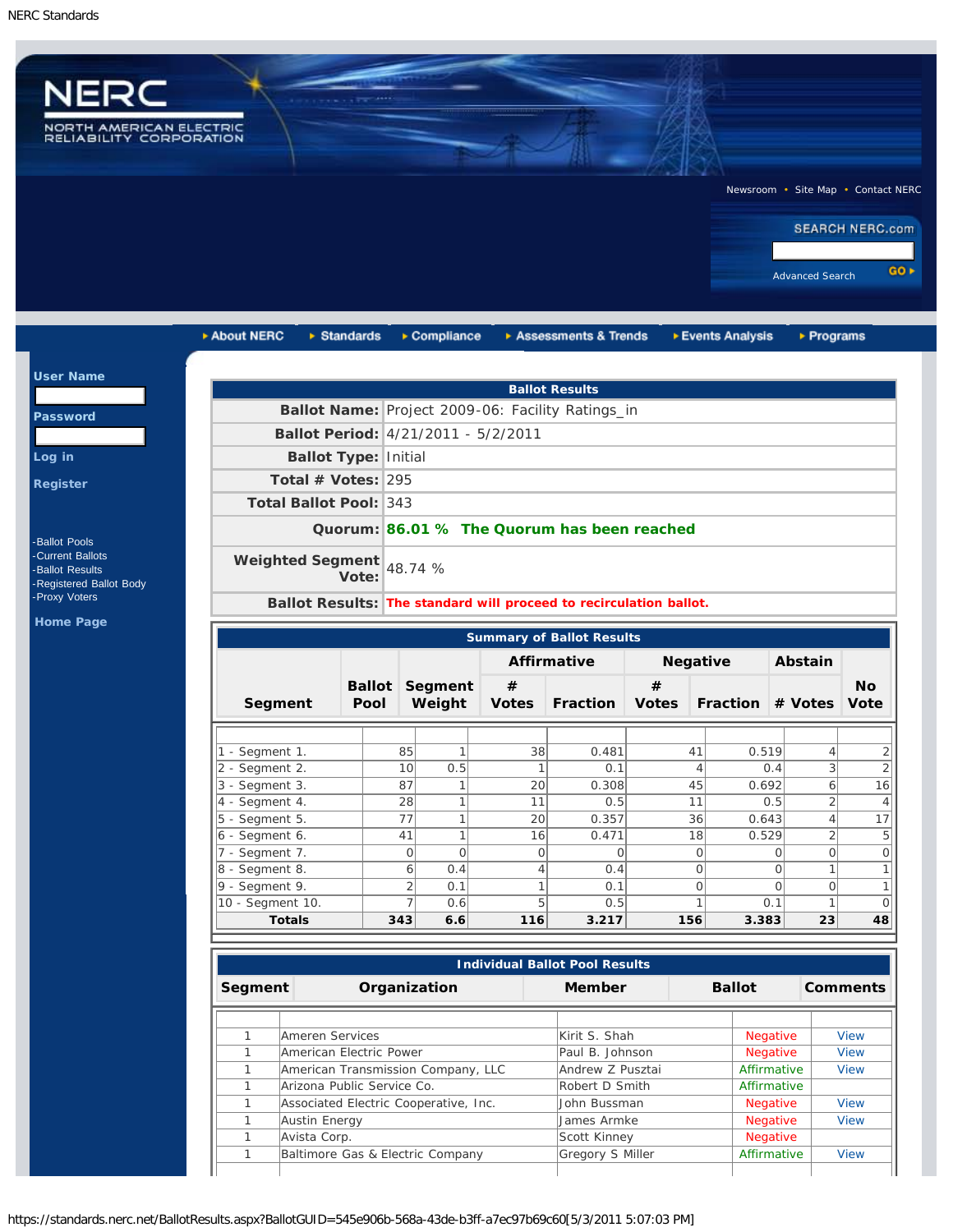NERC Standards

NERC
NORTH AMERICAN ELECTRIC RELIABILITY CORPORATION

Newsroom • Site Map • Contact NERC

SEARCH NERC.com

Advanced Search GO

About NERC | Standards | Compliance | Assessments & Trends | Events Analysis | Programs

User Name

Password

Log in

Register

- Ballot Pools
- Current Ballots
- Ballot Results
- Registered Ballot Body
- Proxy Voters

Home Page

## Ballot Results

| | |
|---|---|
| **Ballot Name:** | Project 2009-06: Facility Ratings_in |
| **Ballot Period:** | 4/21/2011 - 5/2/2011 |
| **Ballot Type:** | Initial |
| **Total # Votes:** | 295 |
| **Total Ballot Pool:** | 343 |
| **Quorum:** | **86.01 % The Quorum has been reached** |
| **Weighted Segment Vote:** | 48.74 % |
| **Ballot Results:** | **The standard will proceed to recirculation ballot.** |

## Summary of Ballot Results

| Segment | Ballot Pool | Segment Weight | Affirmative | | Negative | | Abstain | No Vote |
|---|---|---|---|---|---|---|---|---|
| | | | # Votes | Fraction | # Votes | Fraction | # Votes | |
| 1 - Segment 1. | 85 | 1 | 38 | 0.481 | 41 | 0.519 | 4 | 2 |
| 2 - Segment 2. | 10 | 0.5 | 1 | 0.1 | 4 | 0.4 | 3 | 2 |
| 3 - Segment 3. | 87 | 1 | 20 | 0.308 | 45 | 0.692 | 6 | 16 |
| 4 - Segment 4. | 28 | 1 | 11 | 0.5 | 11 | 0.5 | 2 | 4 |
| 5 - Segment 5. | 77 | 1 | 20 | 0.357 | 36 | 0.643 | 4 | 17 |
| 6 - Segment 6. | 41 | 1 | 16 | 0.471 | 18 | 0.529 | 2 | 5 |
| 7 - Segment 7. | 0 | 0 | 0 | 0 | 0 | 0 | 0 | 0 |
| 8 - Segment 8. | 6 | 0.4 | 4 | 0.4 | 0 | 0 | 1 | 1 |
| 9 - Segment 9. | 2 | 0.1 | 1 | 0.1 | 0 | 0 | 0 | 1 |
| 10 - Segment 10. | 7 | 0.6 | 5 | 0.5 | 1 | 0.1 | 1 | 0 |
| **Totals** | **343** | **6.6** | **116** | **3.217** | **156** | **3.383** | **23** | **48** |

## Individual Ballot Pool Results

| Segment | Organization | Member | Ballot | Comments |
|---|---|---|---|---|
| 1 | Ameren Services | Kirit S. Shah | Negative | View |
| 1 | American Electric Power | Paul B. Johnson | Negative | View |
| 1 | American Transmission Company, LLC | Andrew Z Pusztai | Affirmative | View |
| 1 | Arizona Public Service Co. | Robert D Smith | Affirmative | |
| 1 | Associated Electric Cooperative, Inc. | John Bussman | Negative | View |
| 1 | Austin Energy | James Armke | Negative | View |
| 1 | Avista Corp. | Scott Kinney | Negative | |
| 1 | Baltimore Gas & Electric Company | Gregory S Miller | Affirmative | View |

https://standards.nerc.net/BallotResults.aspx?BallotGUID=545e906b-568a-43de-b3ff-a7ec97b69c60[5/3/2011 5:07:03 PM]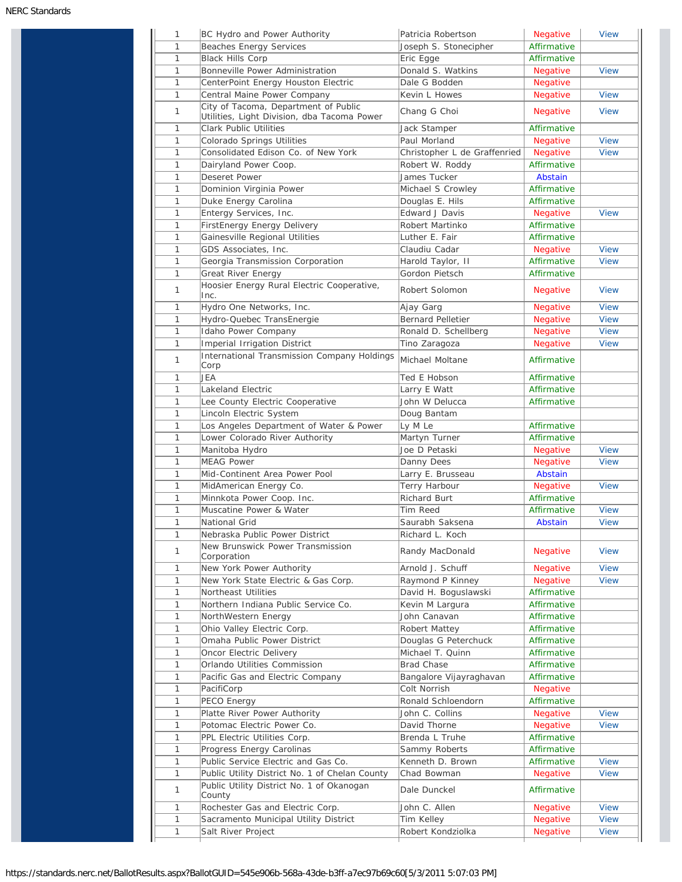| | | | | |
|---|---|---|---|---|
| 1 | BC Hydro and Power Authority | Patricia Robertson | Negative | View |
| 1 | Beaches Energy Services | Joseph S. Stonecipher | Affirmative | |
| 1 | Black Hills Corp | Eric Egge | Affirmative | |
| 1 | Bonneville Power Administration | Donald S. Watkins | Negative | View |
| 1 | CenterPoint Energy Houston Electric | Dale G Bodden | Negative | |
| 1 | Central Maine Power Company | Kevin L Howes | Negative | View |
| 1 | City of Tacoma, Department of Public Utilities, Light Division, dba Tacoma Power | Chang G Choi | Negative | View |
| 1 | Clark Public Utilities | Jack Stamper | Affirmative | |
| 1 | Colorado Springs Utilities | Paul Morland | Negative | View |
| 1 | Consolidated Edison Co. of New York | Christopher L de Graffenried | Negative | View |
| 1 | Dairyland Power Coop. | Robert W. Roddy | Affirmative | |
| 1 | Deseret Power | James Tucker | Abstain | |
| 1 | Dominion Virginia Power | Michael S Crowley | Affirmative | |
| 1 | Duke Energy Carolina | Douglas E. Hils | Affirmative | |
| 1 | Entergy Services, Inc. | Edward J Davis | Negative | View |
| 1 | FirstEnergy Energy Delivery | Robert Martinko | Affirmative | |
| 1 | Gainesville Regional Utilities | Luther E. Fair | Affirmative | |
| 1 | GDS Associates, Inc. | Claudiu Cadar | Negative | View |
| 1 | Georgia Transmission Corporation | Harold Taylor, II | Affirmative | View |
| 1 | Great River Energy | Gordon Pietsch | Affirmative | |
| 1 | Hoosier Energy Rural Electric Cooperative, Inc. | Robert Solomon | Negative | View |
| 1 | Hydro One Networks, Inc. | Ajay Garg | Negative | View |
| 1 | Hydro-Quebec TransEnergie | Bernard Pelletier | Negative | View |
| 1 | Idaho Power Company | Ronald D. Schellberg | Negative | View |
| 1 | Imperial Irrigation District | Tino Zaragoza | Negative | View |
| 1 | International Transmission Company Holdings Corp | Michael Moltane | Affirmative | |
| 1 | JEA | Ted E Hobson | Affirmative | |
| 1 | Lakeland Electric | Larry E Watt | Affirmative | |
| 1 | Lee County Electric Cooperative | John W Delucca | Affirmative | |
| 1 | Lincoln Electric System | Doug Bantam | | |
| 1 | Los Angeles Department of Water & Power | Ly M Le | Affirmative | |
| 1 | Lower Colorado River Authority | Martyn Turner | Affirmative | |
| 1 | Manitoba Hydro | Joe D Petaski | Negative | View |
| 1 | MEAG Power | Danny Dees | Negative | View |
| 1 | Mid-Continent Area Power Pool | Larry E. Brusseau | Abstain | |
| 1 | MidAmerican Energy Co. | Terry Harbour | Negative | View |
| 1 | Minnkota Power Coop. Inc. | Richard Burt | Affirmative | |
| 1 | Muscatine Power & Water | Tim Reed | Affirmative | View |
| 1 | National Grid | Saurabh Saksena | Abstain | View |
| 1 | Nebraska Public Power District | Richard L. Koch | | |
| 1 | New Brunswick Power Transmission Corporation | Randy MacDonald | Negative | View |
| 1 | New York Power Authority | Arnold J. Schuff | Negative | View |
| 1 | New York State Electric & Gas Corp. | Raymond P Kinney | Negative | View |
| 1 | Northeast Utilities | David H. Boguslawski | Affirmative | |
| 1 | Northern Indiana Public Service Co. | Kevin M Largura | Affirmative | |
| 1 | NorthWestern Energy | John Canavan | Affirmative | |
| 1 | Ohio Valley Electric Corp. | Robert Mattey | Affirmative | |
| 1 | Omaha Public Power District | Douglas G Peterchuck | Affirmative | |
| 1 | Oncor Electric Delivery | Michael T. Quinn | Affirmative | |
| 1 | Orlando Utilities Commission | Brad Chase | Affirmative | |
| 1 | Pacific Gas and Electric Company | Bangalore Vijayraghavan | Affirmative | |
| 1 | PacifiCorp | Colt Norrish | Negative | |
| 1 | PECO Energy | Ronald Schloendorn | Affirmative | |
| 1 | Platte River Power Authority | John C. Collins | Negative | View |
| 1 | Potomac Electric Power Co. | David Thorne | Negative | View |
| 1 | PPL Electric Utilities Corp. | Brenda L Truhe | Affirmative | |
| 1 | Progress Energy Carolinas | Sammy Roberts | Affirmative | |
| 1 | Public Service Electric and Gas Co. | Kenneth D. Brown | Affirmative | View |
| 1 | Public Utility District No. 1 of Chelan County | Chad Bowman | Negative | View |
| 1 | Public Utility District No. 1 of Okanogan County | Dale Dunckel | Affirmative | |
| 1 | Rochester Gas and Electric Corp. | John C. Allen | Negative | View |
| 1 | Sacramento Municipal Utility District | Tim Kelley | Negative | View |
| 1 | Salt River Project | Robert Kondziolka | Negative | View |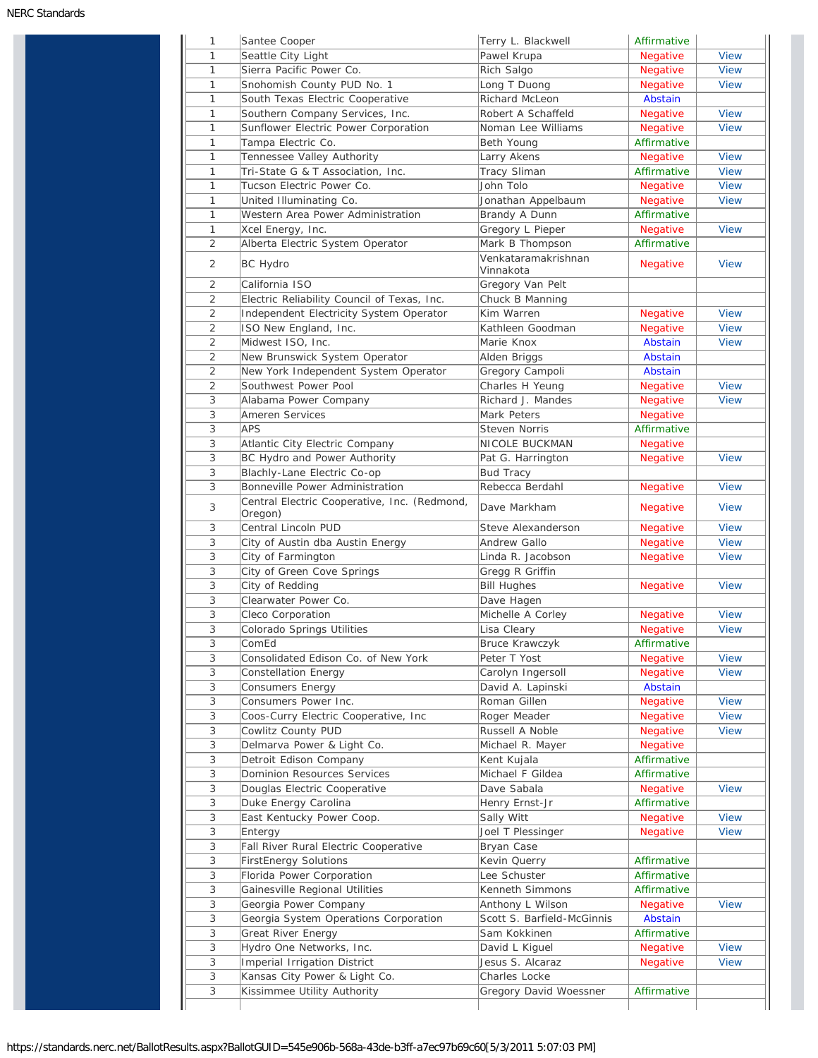| | | | | |
|---|---|---|---|---|
| 1 | Santee Cooper | Terry L. Blackwell | Affirmative | |
| 1 | Seattle City Light | Pawel Krupa | Negative | View |
| 1 | Sierra Pacific Power Co. | Rich Salgo | Negative | View |
| 1 | Snohomish County PUD No. 1 | Long T Duong | Negative | View |
| 1 | South Texas Electric Cooperative | Richard McLeon | Abstain | |
| 1 | Southern Company Services, Inc. | Robert A Schaffeld | Negative | View |
| 1 | Sunflower Electric Power Corporation | Noman Lee Williams | Negative | View |
| 1 | Tampa Electric Co. | Beth Young | Affirmative | |
| 1 | Tennessee Valley Authority | Larry Akens | Negative | View |
| 1 | Tri-State G & T Association, Inc. | Tracy Sliman | Affirmative | View |
| 1 | Tucson Electric Power Co. | John Tolo | Negative | View |
| 1 | United Illuminating Co. | Jonathan Appelbaum | Negative | View |
| 1 | Western Area Power Administration | Brandy A Dunn | Affirmative | |
| 1 | Xcel Energy, Inc. | Gregory L Pieper | Negative | View |
| 2 | Alberta Electric System Operator | Mark B Thompson | Affirmative | |
| 2 | BC Hydro | Venkataramakrishnan Vinnakota | Negative | View |
| 2 | California ISO | Gregory Van Pelt | | |
| 2 | Electric Reliability Council of Texas, Inc. | Chuck B Manning | | |
| 2 | Independent Electricity System Operator | Kim Warren | Negative | View |
| 2 | ISO New England, Inc. | Kathleen Goodman | Negative | View |
| 2 | Midwest ISO, Inc. | Marie Knox | Abstain | View |
| 2 | New Brunswick System Operator | Alden Briggs | Abstain | |
| 2 | New York Independent System Operator | Gregory Campoli | Abstain | |
| 2 | Southwest Power Pool | Charles H Yeung | Negative | View |
| 3 | Alabama Power Company | Richard J. Mandes | Negative | View |
| 3 | Ameren Services | Mark Peters | Negative | |
| 3 | APS | Steven Norris | Affirmative | |
| 3 | Atlantic City Electric Company | NICOLE BUCKMAN | Negative | |
| 3 | BC Hydro and Power Authority | Pat G. Harrington | Negative | View |
| 3 | Blachly-Lane Electric Co-op | Bud Tracy | | |
| 3 | Bonneville Power Administration | Rebecca Berdahl | Negative | View |
| 3 | Central Electric Cooperative, Inc. (Redmond, Oregon) | Dave Markham | Negative | View |
| 3 | Central Lincoln PUD | Steve Alexanderson | Negative | View |
| 3 | City of Austin dba Austin Energy | Andrew Gallo | Negative | View |
| 3 | City of Farmington | Linda R. Jacobson | Negative | View |
| 3 | City of Green Cove Springs | Gregg R Griffin | | |
| 3 | City of Redding | Bill Hughes | Negative | View |
| 3 | Clearwater Power Co. | Dave Hagen | | |
| 3 | Cleco Corporation | Michelle A Corley | Negative | View |
| 3 | Colorado Springs Utilities | Lisa Cleary | Negative | View |
| 3 | ComEd | Bruce Krawczyk | Affirmative | |
| 3 | Consolidated Edison Co. of New York | Peter T Yost | Negative | View |
| 3 | Constellation Energy | Carolyn Ingersoll | Negative | View |
| 3 | Consumers Energy | David A. Lapinski | Abstain | |
| 3 | Consumers Power Inc. | Roman Gillen | Negative | View |
| 3 | Coos-Curry Electric Cooperative, Inc | Roger Meader | Negative | View |
| 3 | Cowlitz County PUD | Russell A Noble | Negative | View |
| 3 | Delmarva Power & Light Co. | Michael R. Mayer | Negative | |
| 3 | Detroit Edison Company | Kent Kujala | Affirmative | |
| 3 | Dominion Resources Services | Michael F Gildea | Affirmative | |
| 3 | Douglas Electric Cooperative | Dave Sabala | Negative | View |
| 3 | Duke Energy Carolina | Henry Ernst-Jr | Affirmative | |
| 3 | East Kentucky Power Coop. | Sally Witt | Negative | View |
| 3 | Entergy | Joel T Plessinger | Negative | View |
| 3 | Fall River Rural Electric Cooperative | Bryan Case | | |
| 3 | FirstEnergy Solutions | Kevin Querry | Affirmative | |
| 3 | Florida Power Corporation | Lee Schuster | Affirmative | |
| 3 | Gainesville Regional Utilities | Kenneth Simmons | Affirmative | |
| 3 | Georgia Power Company | Anthony L Wilson | Negative | View |
| 3 | Georgia System Operations Corporation | Scott S. Barfield-McGinnis | Abstain | |
| 3 | Great River Energy | Sam Kokkinen | Affirmative | |
| 3 | Hydro One Networks, Inc. | David L Kiguel | Negative | View |
| 3 | Imperial Irrigation District | Jesus S. Alcaraz | Negative | View |
| 3 | Kansas City Power & Light Co. | Charles Locke | | |
| 3 | Kissimmee Utility Authority | Gregory David Woessner | Affirmative | |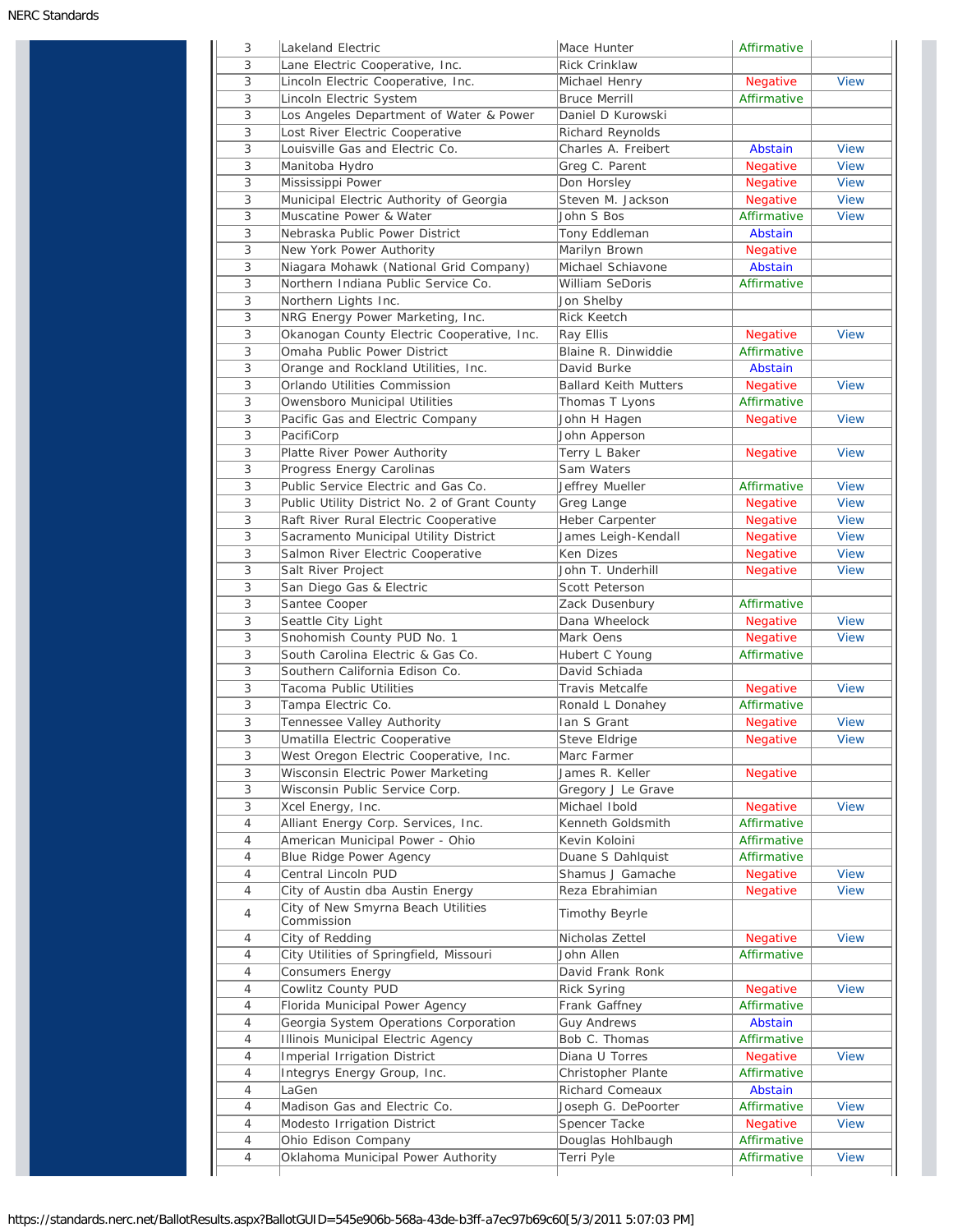| | | | | |
|---|---|---|---|---|
| 3 | Lakeland Electric | Mace Hunter | Affirmative | |
| 3 | Lane Electric Cooperative, Inc. | Rick Crinklaw | | |
| 3 | Lincoln Electric Cooperative, Inc. | Michael Henry | Negative | View |
| 3 | Lincoln Electric System | Bruce Merrill | Affirmative | |
| 3 | Los Angeles Department of Water & Power | Daniel D Kurowski | | |
| 3 | Lost River Electric Cooperative | Richard Reynolds | | |
| 3 | Louisville Gas and Electric Co. | Charles A. Freibert | Abstain | View |
| 3 | Manitoba Hydro | Greg C. Parent | Negative | View |
| 3 | Mississippi Power | Don Horsley | Negative | View |
| 3 | Municipal Electric Authority of Georgia | Steven M. Jackson | Negative | View |
| 3 | Muscatine Power & Water | John S Bos | Affirmative | View |
| 3 | Nebraska Public Power District | Tony Eddleman | Abstain | |
| 3 | New York Power Authority | Marilyn Brown | Negative | |
| 3 | Niagara Mohawk (National Grid Company) | Michael Schiavone | Abstain | |
| 3 | Northern Indiana Public Service Co. | William SeDoris | Affirmative | |
| 3 | Northern Lights Inc. | Jon Shelby | | |
| 3 | NRG Energy Power Marketing, Inc. | Rick Keetch | | |
| 3 | Okanogan County Electric Cooperative, Inc. | Ray Ellis | Negative | View |
| 3 | Omaha Public Power District | Blaine R. Dinwiddie | Affirmative | |
| 3 | Orange and Rockland Utilities, Inc. | David Burke | Abstain | |
| 3 | Orlando Utilities Commission | Ballard Keith Mutters | Negative | View |
| 3 | Owensboro Municipal Utilities | Thomas T Lyons | Affirmative | |
| 3 | Pacific Gas and Electric Company | John H Hagen | Negative | View |
| 3 | PacifiCorp | John Apperson | | |
| 3 | Platte River Power Authority | Terry L Baker | Negative | View |
| 3 | Progress Energy Carolinas | Sam Waters | | |
| 3 | Public Service Electric and Gas Co. | Jeffrey Mueller | Affirmative | View |
| 3 | Public Utility District No. 2 of Grant County | Greg Lange | Negative | View |
| 3 | Raft River Rural Electric Cooperative | Heber Carpenter | Negative | View |
| 3 | Sacramento Municipal Utility District | James Leigh-Kendall | Negative | View |
| 3 | Salmon River Electric Cooperative | Ken Dizes | Negative | View |
| 3 | Salt River Project | John T. Underhill | Negative | View |
| 3 | San Diego Gas & Electric | Scott Peterson | | |
| 3 | Santee Cooper | Zack Dusenbury | Affirmative | |
| 3 | Seattle City Light | Dana Wheelock | Negative | View |
| 3 | Snohomish County PUD No. 1 | Mark Oens | Negative | View |
| 3 | South Carolina Electric & Gas Co. | Hubert C Young | Affirmative | |
| 3 | Southern California Edison Co. | David Schiada | | |
| 3 | Tacoma Public Utilities | Travis Metcalfe | Negative | View |
| 3 | Tampa Electric Co. | Ronald L Donahey | Affirmative | |
| 3 | Tennessee Valley Authority | Ian S Grant | Negative | View |
| 3 | Umatilla Electric Cooperative | Steve Eldrige | Negative | View |
| 3 | West Oregon Electric Cooperative, Inc. | Marc Farmer | | |
| 3 | Wisconsin Electric Power Marketing | James R. Keller | Negative | |
| 3 | Wisconsin Public Service Corp. | Gregory J Le Grave | | |
| 3 | Xcel Energy, Inc. | Michael Ibold | Negative | View |
| 4 | Alliant Energy Corp. Services, Inc. | Kenneth Goldsmith | Affirmative | |
| 4 | American Municipal Power - Ohio | Kevin Koloini | Affirmative | |
| 4 | Blue Ridge Power Agency | Duane S Dahlquist | Affirmative | |
| 4 | Central Lincoln PUD | Shamus J Gamache | Negative | View |
| 4 | City of Austin dba Austin Energy | Reza Ebrahimian | Negative | View |
| 4 | City of New Smyrna Beach Utilities Commission | Timothy Beyrle | | |
| 4 | City of Redding | Nicholas Zettel | Negative | View |
| 4 | City Utilities of Springfield, Missouri | John Allen | Affirmative | |
| 4 | Consumers Energy | David Frank Ronk | | |
| 4 | Cowlitz County PUD | Rick Syring | Negative | View |
| 4 | Florida Municipal Power Agency | Frank Gaffney | Affirmative | |
| 4 | Georgia System Operations Corporation | Guy Andrews | Abstain | |
| 4 | Illinois Municipal Electric Agency | Bob C. Thomas | Affirmative | |
| 4 | Imperial Irrigation District | Diana U Torres | Negative | View |
| 4 | Integrys Energy Group, Inc. | Christopher Plante | Affirmative | |
| 4 | LaGen | Richard Comeaux | Abstain | |
| 4 | Madison Gas and Electric Co. | Joseph G. DePoorter | Affirmative | View |
| 4 | Modesto Irrigation District | Spencer Tacke | Negative | View |
| 4 | Ohio Edison Company | Douglas Hohlbaugh | Affirmative | |
| 4 | Oklahoma Municipal Power Authority | Terri Pyle | Affirmative | View |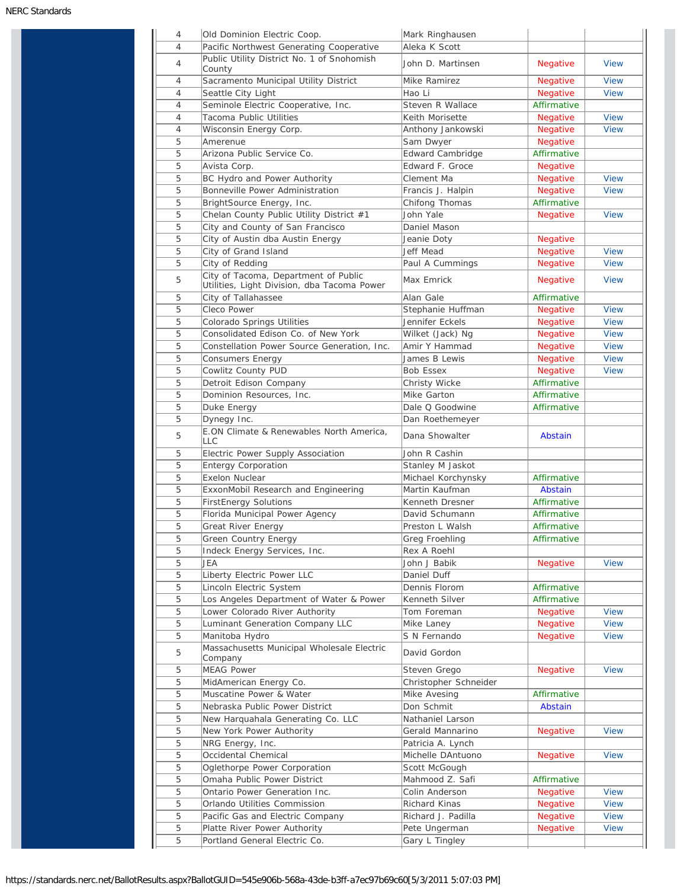| | | | | |
|---|---|---|---|---|
| 4 | Old Dominion Electric Coop. | Mark Ringhausen | | |
| 4 | Pacific Northwest Generating Cooperative | Aleka K Scott | | |
| 4 | Public Utility District No. 1 of Snohomish County | John D. Martinsen | Negative | View |
| 4 | Sacramento Municipal Utility District | Mike Ramirez | Negative | View |
| 4 | Seattle City Light | Hao Li | Negative | View |
| 4 | Seminole Electric Cooperative, Inc. | Steven R Wallace | Affirmative | |
| 4 | Tacoma Public Utilities | Keith Morisette | Negative | View |
| 4 | Wisconsin Energy Corp. | Anthony Jankowski | Negative | View |
| 5 | Amerenue | Sam Dwyer | Negative | |
| 5 | Arizona Public Service Co. | Edward Cambridge | Affirmative | |
| 5 | Avista Corp. | Edward F. Groce | Negative | |
| 5 | BC Hydro and Power Authority | Clement Ma | Negative | View |
| 5 | Bonneville Power Administration | Francis J. Halpin | Negative | View |
| 5 | BrightSource Energy, Inc. | Chifong Thomas | Affirmative | |
| 5 | Chelan County Public Utility District #1 | John Yale | Negative | View |
| 5 | City and County of San Francisco | Daniel Mason | | |
| 5 | City of Austin dba Austin Energy | Jeanie Doty | Negative | |
| 5 | City of Grand Island | Jeff Mead | Negative | View |
| 5 | City of Redding | Paul A Cummings | Negative | View |
| 5 | City of Tacoma, Department of Public Utilities, Light Division, dba Tacoma Power | Max Emrick | Negative | View |
| 5 | City of Tallahassee | Alan Gale | Affirmative | |
| 5 | Cleco Power | Stephanie Huffman | Negative | View |
| 5 | Colorado Springs Utilities | Jennifer Eckels | Negative | View |
| 5 | Consolidated Edison Co. of New York | Wilket (Jack) Ng | Negative | View |
| 5 | Constellation Power Source Generation, Inc. | Amir Y Hammad | Negative | View |
| 5 | Consumers Energy | James B Lewis | Negative | View |
| 5 | Cowlitz County PUD | Bob Essex | Negative | View |
| 5 | Detroit Edison Company | Christy Wicke | Affirmative | |
| 5 | Dominion Resources, Inc. | Mike Garton | Affirmative | |
| 5 | Duke Energy | Dale Q Goodwine | Affirmative | |
| 5 | Dynegy Inc. | Dan Roethemeyer | | |
| 5 | E.ON Climate & Renewables North America, LLC | Dana Showalter | Abstain | |
| 5 | Electric Power Supply Association | John R Cashin | | |
| 5 | Entergy Corporation | Stanley M Jaskot | | |
| 5 | Exelon Nuclear | Michael Korchynsky | Affirmative | |
| 5 | ExxonMobil Research and Engineering | Martin Kaufman | Abstain | |
| 5 | FirstEnergy Solutions | Kenneth Dresner | Affirmative | |
| 5 | Florida Municipal Power Agency | David Schumann | Affirmative | |
| 5 | Great River Energy | Preston L Walsh | Affirmative | |
| 5 | Green Country Energy | Greg Froehling | Affirmative | |
| 5 | Indeck Energy Services, Inc. | Rex A Roehl | | |
| 5 | JEA | John J Babik | Negative | View |
| 5 | Liberty Electric Power LLC | Daniel Duff | | |
| 5 | Lincoln Electric System | Dennis Florom | Affirmative | |
| 5 | Los Angeles Department of Water & Power | Kenneth Silver | Affirmative | |
| 5 | Lower Colorado River Authority | Tom Foreman | Negative | View |
| 5 | Luminant Generation Company LLC | Mike Laney | Negative | View |
| 5 | Manitoba Hydro | S N Fernando | Negative | View |
| 5 | Massachusetts Municipal Wholesale Electric Company | David Gordon | | |
| 5 | MEAG Power | Steven Grego | Negative | View |
| 5 | MidAmerican Energy Co. | Christopher Schneider | | |
| 5 | Muscatine Power & Water | Mike Avesing | Affirmative | |
| 5 | Nebraska Public Power District | Don Schmit | Abstain | |
| 5 | New Harquahala Generating Co. LLC | Nathaniel Larson | | |
| 5 | New York Power Authority | Gerald Mannarino | Negative | View |
| 5 | NRG Energy, Inc. | Patricia A. Lynch | | |
| 5 | Occidental Chemical | Michelle DAntuono | Negative | View |
| 5 | Oglethorpe Power Corporation | Scott McGough | | |
| 5 | Omaha Public Power District | Mahmood Z. Safi | Affirmative | |
| 5 | Ontario Power Generation Inc. | Colin Anderson | Negative | View |
| 5 | Orlando Utilities Commission | Richard Kinas | Negative | View |
| 5 | Pacific Gas and Electric Company | Richard J. Padilla | Negative | View |
| 5 | Platte River Power Authority | Pete Ungerman | Negative | View |
| 5 | Portland General Electric Co. | Gary L Tingley | | |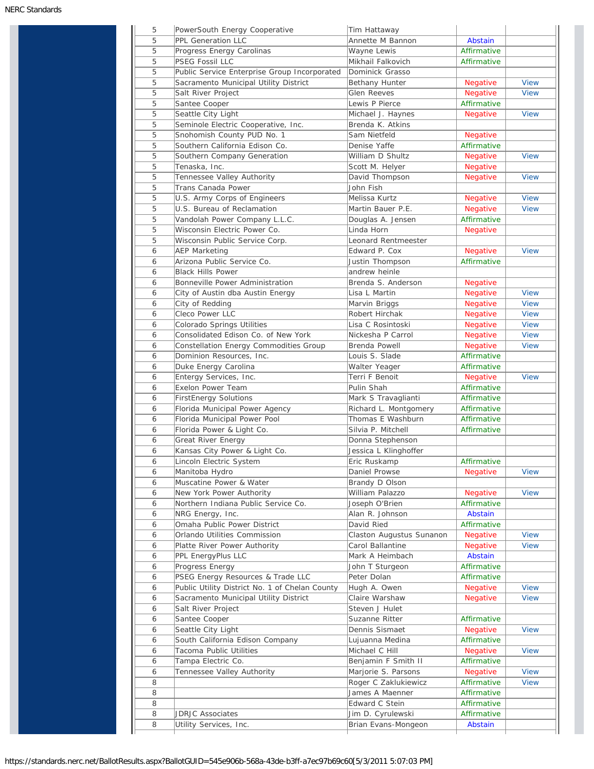| | | | | |
|---|---|---|---|---|
| 5 | PowerSouth Energy Cooperative | Tim Hattaway | | |
| 5 | PPL Generation LLC | Annette M Bannon | Abstain | |
| 5 | Progress Energy Carolinas | Wayne Lewis | Affirmative | |
| 5 | PSEG Fossil LLC | Mikhail Falkovich | Affirmative | |
| 5 | Public Service Enterprise Group Incorporated | Dominick Grasso | | |
| 5 | Sacramento Municipal Utility District | Bethany Hunter | Negative | View |
| 5 | Salt River Project | Glen Reeves | Negative | View |
| 5 | Santee Cooper | Lewis P Pierce | Affirmative | |
| 5 | Seattle City Light | Michael J. Haynes | Negative | View |
| 5 | Seminole Electric Cooperative, Inc. | Brenda K. Atkins | | |
| 5 | Snohomish County PUD No. 1 | Sam Nietfeld | Negative | |
| 5 | Southern California Edison Co. | Denise Yaffe | Affirmative | |
| 5 | Southern Company Generation | William D Shultz | Negative | View |
| 5 | Tenaska, Inc. | Scott M. Helyer | Negative | |
| 5 | Tennessee Valley Authority | David Thompson | Negative | View |
| 5 | Trans Canada Power | John Fish | | |
| 5 | U.S. Army Corps of Engineers | Melissa Kurtz | Negative | View |
| 5 | U.S. Bureau of Reclamation | Martin Bauer P.E. | Negative | View |
| 5 | Vandolah Power Company L.L.C. | Douglas A. Jensen | Affirmative | |
| 5 | Wisconsin Electric Power Co. | Linda Horn | Negative | |
| 5 | Wisconsin Public Service Corp. | Leonard Rentmeester | | |
| 6 | AEP Marketing | Edward P. Cox | Negative | View |
| 6 | Arizona Public Service Co. | Justin Thompson | Affirmative | |
| 6 | Black Hills Power | andrew heinle | | |
| 6 | Bonneville Power Administration | Brenda S. Anderson | Negative | |
| 6 | City of Austin dba Austin Energy | Lisa L Martin | Negative | View |
| 6 | City of Redding | Marvin Briggs | Negative | View |
| 6 | Cleco Power LLC | Robert Hirchak | Negative | View |
| 6 | Colorado Springs Utilities | Lisa C Rosintoski | Negative | View |
| 6 | Consolidated Edison Co. of New York | Nickesha P Carrol | Negative | View |
| 6 | Constellation Energy Commodities Group | Brenda Powell | Negative | View |
| 6 | Dominion Resources, Inc. | Louis S. Slade | Affirmative | |
| 6 | Duke Energy Carolina | Walter Yeager | Affirmative | |
| 6 | Entergy Services, Inc. | Terri F Benoit | Negative | View |
| 6 | Exelon Power Team | Pulin Shah | Affirmative | |
| 6 | FirstEnergy Solutions | Mark S Travaglianti | Affirmative | |
| 6 | Florida Municipal Power Agency | Richard L. Montgomery | Affirmative | |
| 6 | Florida Municipal Power Pool | Thomas E Washburn | Affirmative | |
| 6 | Florida Power & Light Co. | Silvia P. Mitchell | Affirmative | |
| 6 | Great River Energy | Donna Stephenson | | |
| 6 | Kansas City Power & Light Co. | Jessica L Klinghoffer | | |
| 6 | Lincoln Electric System | Eric Ruskamp | Affirmative | |
| 6 | Manitoba Hydro | Daniel Prowse | Negative | View |
| 6 | Muscatine Power & Water | Brandy D Olson | | |
| 6 | New York Power Authority | William Palazzo | Negative | View |
| 6 | Northern Indiana Public Service Co. | Joseph O'Brien | Affirmative | |
| 6 | NRG Energy, Inc. | Alan R. Johnson | Abstain | |
| 6 | Omaha Public Power District | David Ried | Affirmative | |
| 6 | Orlando Utilities Commission | Claston Augustus Sunanon | Negative | View |
| 6 | Platte River Power Authority | Carol Ballantine | Negative | View |
| 6 | PPL EnergyPlus LLC | Mark A Heimbach | Abstain | |
| 6 | Progress Energy | John T Sturgeon | Affirmative | |
| 6 | PSEG Energy Resources & Trade LLC | Peter Dolan | Affirmative | |
| 6 | Public Utility District No. 1 of Chelan County | Hugh A. Owen | Negative | View |
| 6 | Sacramento Municipal Utility District | Claire Warshaw | Negative | View |
| 6 | Salt River Project | Steven J Hulet | | |
| 6 | Santee Cooper | Suzanne Ritter | Affirmative | |
| 6 | Seattle City Light | Dennis Sismaet | Negative | View |
| 6 | South California Edison Company | Lujuanna Medina | Affirmative | |
| 6 | Tacoma Public Utilities | Michael C Hill | Negative | View |
| 6 | Tampa Electric Co. | Benjamin F Smith II | Affirmative | |
| 6 | Tennessee Valley Authority | Marjorie S. Parsons | Negative | View |
| 8 | | Roger C Zaklukiewicz | Affirmative | View |
| 8 | | James A Maenner | Affirmative | |
| 8 | | Edward C Stein | Affirmative | |
| 8 | JDRJC Associates | Jim D. Cyrulewski | Affirmative | |
| 8 | Utility Services, Inc. | Brian Evans-Mongeon | Abstain | |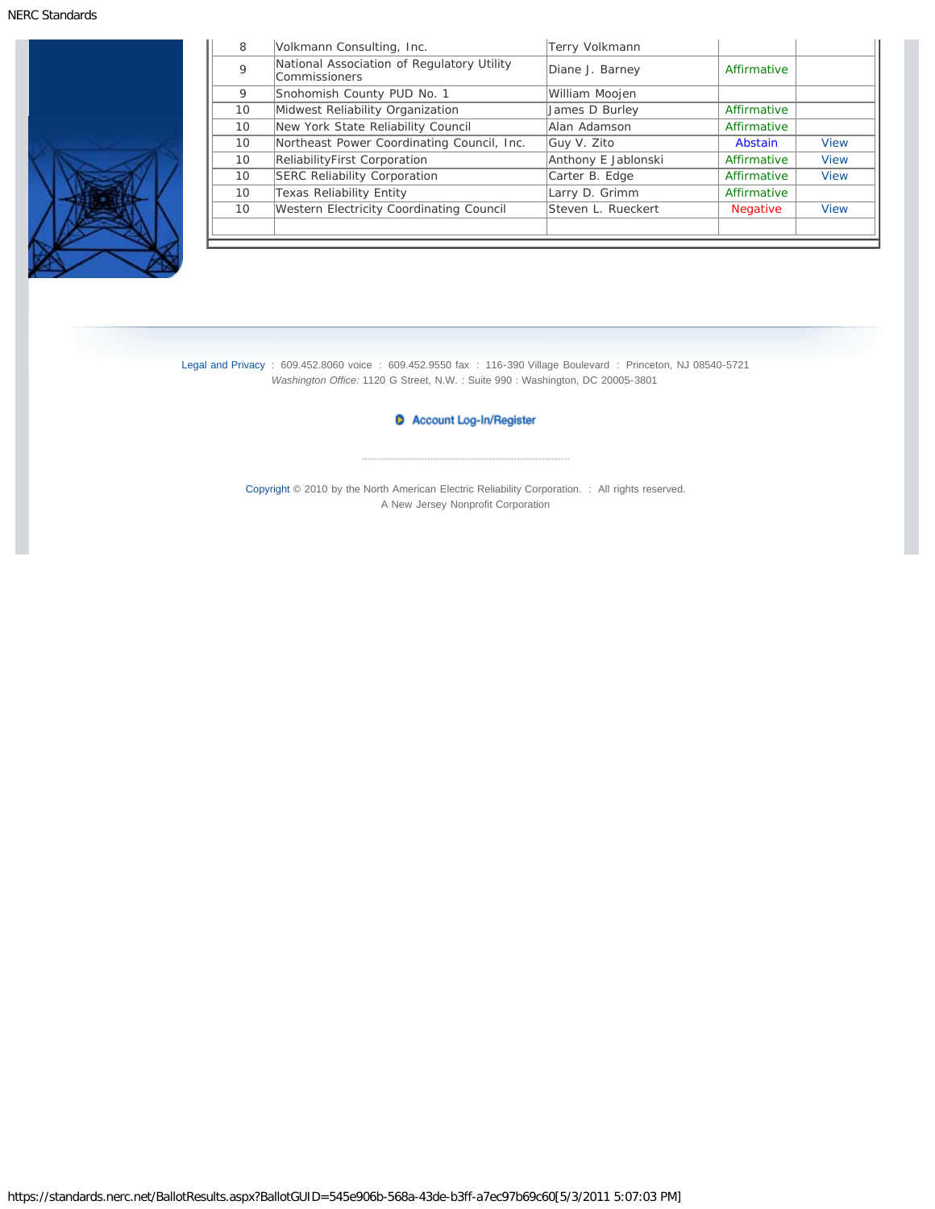| | | | | |
|---|---|---|---|---|
| 8 | Volkmann Consulting, Inc. | Terry Volkmann | | |
| 9 | National Association of Regulatory Utility Commissioners | Diane J. Barney | Affirmative | |
| 9 | Snohomish County PUD No. 1 | William Moojen | | |
| 10 | Midwest Reliability Organization | James D Burley | Affirmative | |
| 10 | New York State Reliability Council | Alan Adamson | Affirmative | |
| 10 | Northeast Power Coordinating Council, Inc. | Guy V. Zito | Abstain | View |
| 10 | ReliabilityFirst Corporation | Anthony E Jablonski | Affirmative | View |
| 10 | SERC Reliability Corporation | Carter B. Edge | Affirmative | View |
| 10 | Texas Reliability Entity | Larry D. Grimm | Affirmative | |
| 10 | Western Electricity Coordinating Council | Steven L. Rueckert | Negative | View |
| | | | | |

Legal and Privacy : 609.452.8060 voice : 609.452.9550 fax : 116-390 Village Boulevard : Princeton, NJ 08540-5721
*Washington Office:* 1120 G Street, N.W. : Suite 990 : Washington, DC 20005-3801

Account Log-In/Register

Copyright © 2010 by the North American Electric Reliability Corporation. : All rights reserved.
A New Jersey Nonprofit Corporation